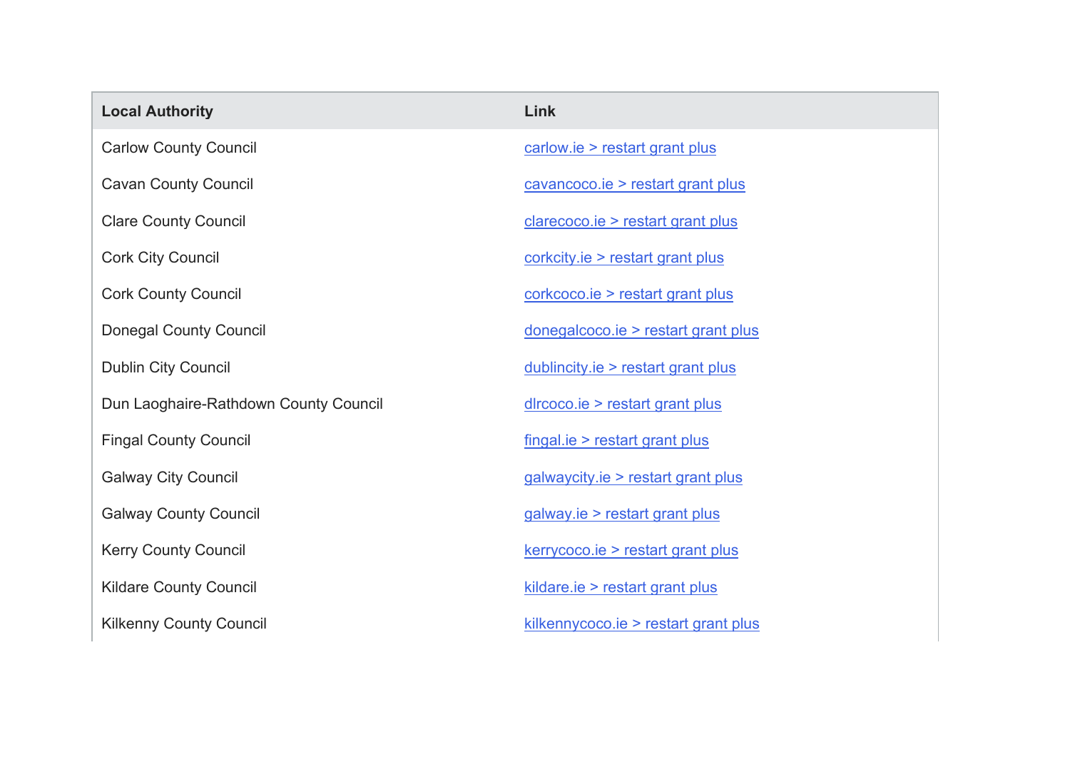| Local Authority | Link |
| --- | --- |
| Carlow County Council | carlow.ie > restart grant plus |
| Cavan County Council | cavancoco.ie > restart grant plus |
| Clare County Council | clarecoco.ie > restart grant plus |
| Cork City Council | corkcity.ie > restart grant plus |
| Cork County Council | corkcoco.ie > restart grant plus |
| Donegal County Council | donegalcoco.ie > restart grant plus |
| Dublin City Council | dublincity.ie > restart grant plus |
| Dun Laoghaire-Rathdown County Council | dlrcoco.ie > restart grant plus |
| Fingal County Council | fingal.ie > restart grant plus |
| Galway City Council | galwaycity.ie > restart grant plus |
| Galway County Council | galway.ie > restart grant plus |
| Kerry County Council | kerrycoco.ie > restart grant plus |
| Kildare County Council | kildare.ie > restart grant plus |
| Kilkenny County Council | kilkennycoco.ie > restart grant plus |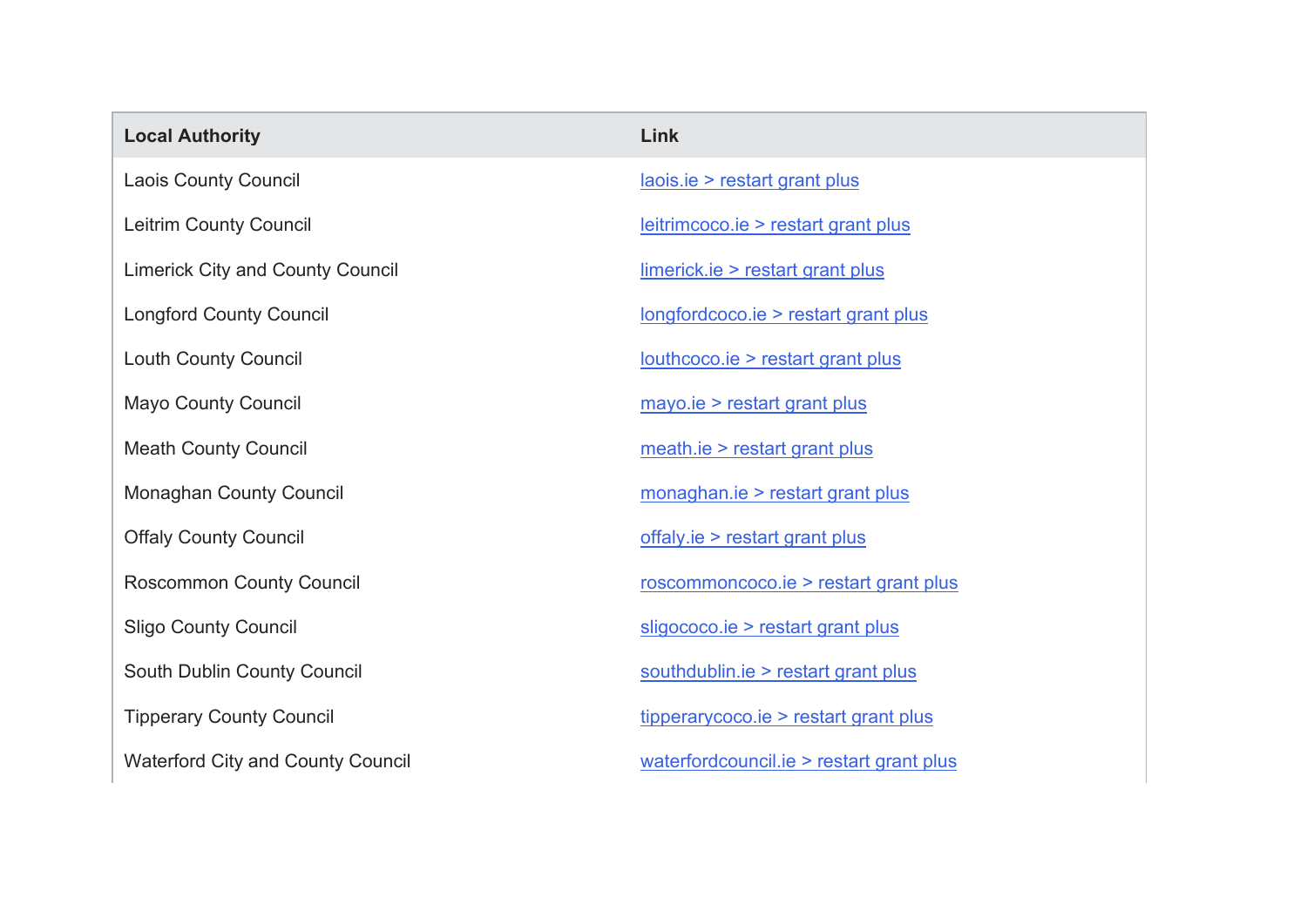| Local Authority | Link |
| --- | --- |
| Laois County Council | laois.ie > restart grant plus |
| Leitrim County Council | leitrimcoco.ie > restart grant plus |
| Limerick City and County Council | limerick.ie > restart grant plus |
| Longford County Council | longfordcoco.ie > restart grant plus |
| Louth County Council | louthcoco.ie > restart grant plus |
| Mayo County Council | mayo.ie > restart grant plus |
| Meath County Council | meath.ie > restart grant plus |
| Monaghan County Council | monaghan.ie > restart grant plus |
| Offaly County Council | offaly.ie > restart grant plus |
| Roscommon County Council | roscommoncoco.ie > restart grant plus |
| Sligo County Council | sligococo.ie > restart grant plus |
| South Dublin County Council | southdublin.ie > restart grant plus |
| Tipperary County Council | tipperarycoco.ie > restart grant plus |
| Waterford City and County Council | waterfordcouncil.ie > restart grant plus |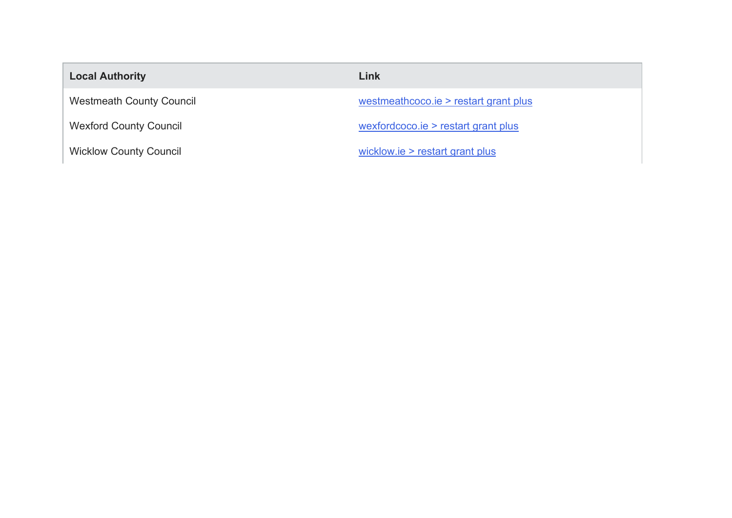| Local Authority | Link |
| --- | --- |
| Westmeath County Council | westmeathcoco.ie > restart grant plus |
| Wexford County Council | wexfordcoco.ie > restart grant plus |
| Wicklow County Council | wicklow.ie > restart grant plus |